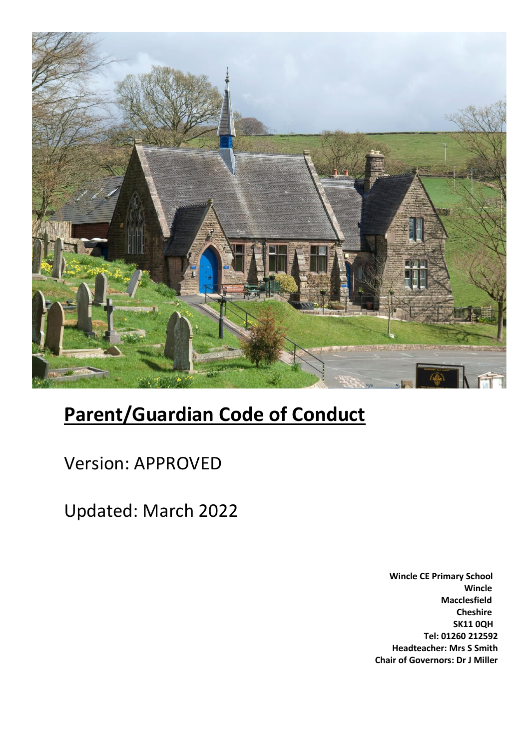# Parent/Guardian Code of Conduct

Version: APPROVED

Updated: March 2022

**Wincle CE Primary School**
**Wincle**
**Macclesfield**
**Cheshire**
**SK11 0QH**
**Tel: 01260 212592**
**Headteacher: Mrs S Smith**
**Chair of Governors: Dr J Miller**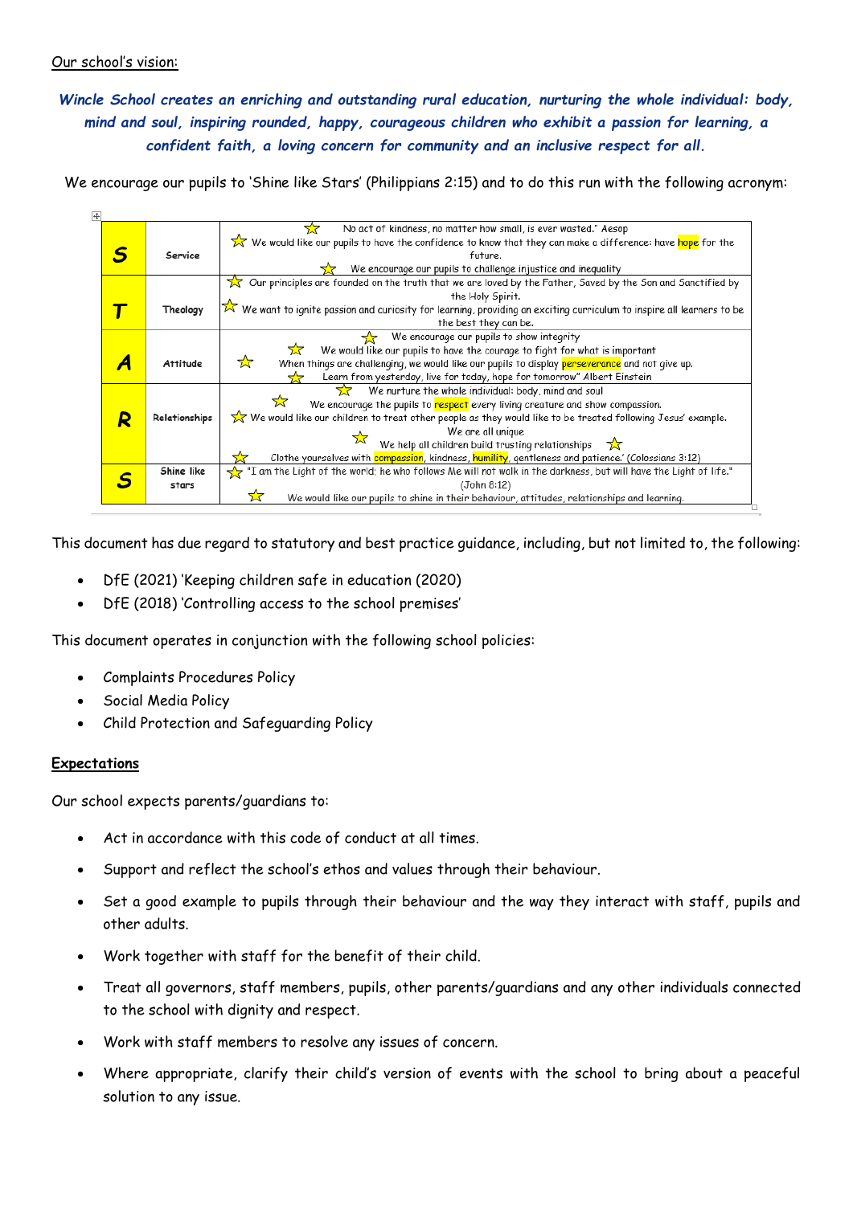Our school's vision:

***Wincle School creates an enriching and outstanding rural education, nurturing the whole individual: body, mind and soul, inspiring rounded, happy, courageous children who exhibit a passion for learning, a confident faith, a loving concern for community and an inclusive respect for all.***

We encourage our pupils to 'Shine like Stars' (Philippians 2:15) and to do this run with the following acronym:

| | | |
|---|---|---|
| **S** | **Service** | ☆ No act of kindness, no matter how small, is ever wasted." Aesop<br>☆ We would like our pupils to have the confidence to know that they can make a difference: have hope for the future.<br>☆ We encourage our pupils to challenge injustice and inequality |
| **T** | **Theology** | ☆ Our principles are founded on the truth that we are loved by the Father, Saved by the Son and Sanctified by the Holy Spirit.<br>☆ We want to ignite passion and curiosity for learning, providing an exciting curriculum to inspire all learners to be the best they can be. |
| **A** | **Attitude** | ☆ We encourage our pupils to show integrity<br>☆ We would like our pupils to have the courage to fight for what is important<br>☆ When things are challenging, we would like our pupils to display perseverance and not give up.<br>☆ Learn from yesterday, live for today, hope for tomorrow" Albert Einstein |
| **R** | **Relationships** | ☆ We nurture the whole individual: body, mind and soul<br>☆ We encourage the pupils to respect every living creature and show compassion.<br>☆ We would like our children to treat other people as they would like to be treated following Jesus' example.<br>☆ We are all unique<br>We help all children build trusting relationships ☆<br>☆ Clothe yourselves with compassion, kindness, humility, gentleness and patience.' (Colossians 3:12) |
| **S** | **Shine like stars** | ☆ "I am the Light of the world; he who follows Me will not walk in the darkness, but will have the Light of life." (John 8:12)<br>☆ We would like our pupils to shine in their behaviour, attitudes, relationships and learning. |

This document has due regard to statutory and best practice guidance, including, but not limited to, the following:

- DfE (2021) 'Keeping children safe in education (2020)
- DfE (2018) 'Controlling access to the school premises'

This document operates in conjunction with the following school policies:

- Complaints Procedures Policy
- Social Media Policy
- Child Protection and Safeguarding Policy

## Expectations

Our school expects parents/guardians to:

- Act in accordance with this code of conduct at all times.
- Support and reflect the school's ethos and values through their behaviour.
- Set a good example to pupils through their behaviour and the way they interact with staff, pupils and other adults.
- Work together with staff for the benefit of their child.
- Treat all governors, staff members, pupils, other parents/guardians and any other individuals connected to the school with dignity and respect.
- Work with staff members to resolve any issues of concern.
- Where appropriate, clarify their child's version of events with the school to bring about a peaceful solution to any issue.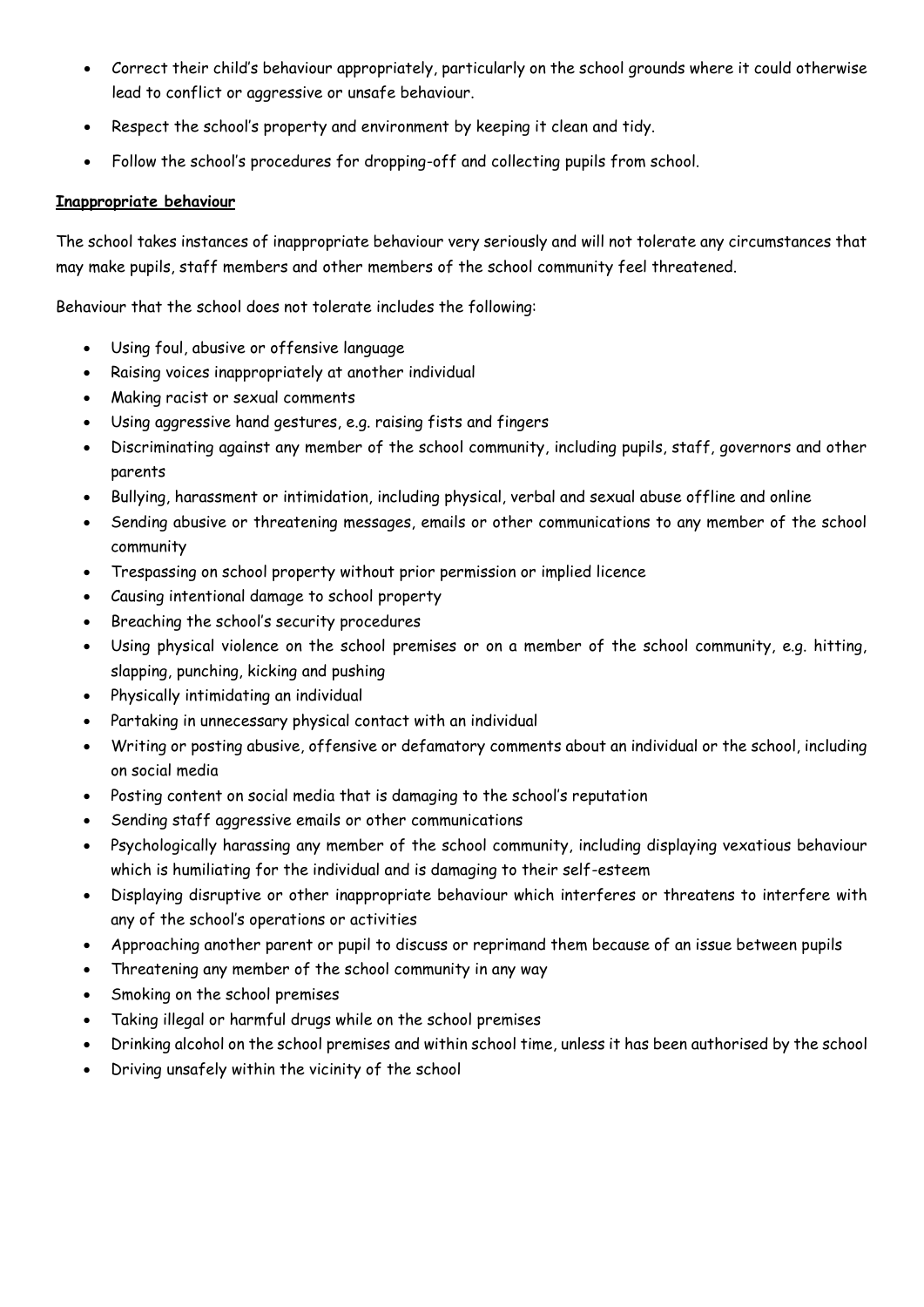- Correct their child's behaviour appropriately, particularly on the school grounds where it could otherwise lead to conflict or aggressive or unsafe behaviour.
- Respect the school's property and environment by keeping it clean and tidy.
- Follow the school's procedures for dropping-off and collecting pupils from school.

**Inappropriate behaviour**

The school takes instances of inappropriate behaviour very seriously and will not tolerate any circumstances that may make pupils, staff members and other members of the school community feel threatened.

Behaviour that the school does not tolerate includes the following:

- Using foul, abusive or offensive language
- Raising voices inappropriately at another individual
- Making racist or sexual comments
- Using aggressive hand gestures, e.g. raising fists and fingers
- Discriminating against any member of the school community, including pupils, staff, governors and other parents
- Bullying, harassment or intimidation, including physical, verbal and sexual abuse offline and online
- Sending abusive or threatening messages, emails or other communications to any member of the school community
- Trespassing on school property without prior permission or implied licence
- Causing intentional damage to school property
- Breaching the school's security procedures
- Using physical violence on the school premises or on a member of the school community, e.g. hitting, slapping, punching, kicking and pushing
- Physically intimidating an individual
- Partaking in unnecessary physical contact with an individual
- Writing or posting abusive, offensive or defamatory comments about an individual or the school, including on social media
- Posting content on social media that is damaging to the school's reputation
- Sending staff aggressive emails or other communications
- Psychologically harassing any member of the school community, including displaying vexatious behaviour which is humiliating for the individual and is damaging to their self-esteem
- Displaying disruptive or other inappropriate behaviour which interferes or threatens to interfere with any of the school's operations or activities
- Approaching another parent or pupil to discuss or reprimand them because of an issue between pupils
- Threatening any member of the school community in any way
- Smoking on the school premises
- Taking illegal or harmful drugs while on the school premises
- Drinking alcohol on the school premises and within school time, unless it has been authorised by the school
- Driving unsafely within the vicinity of the school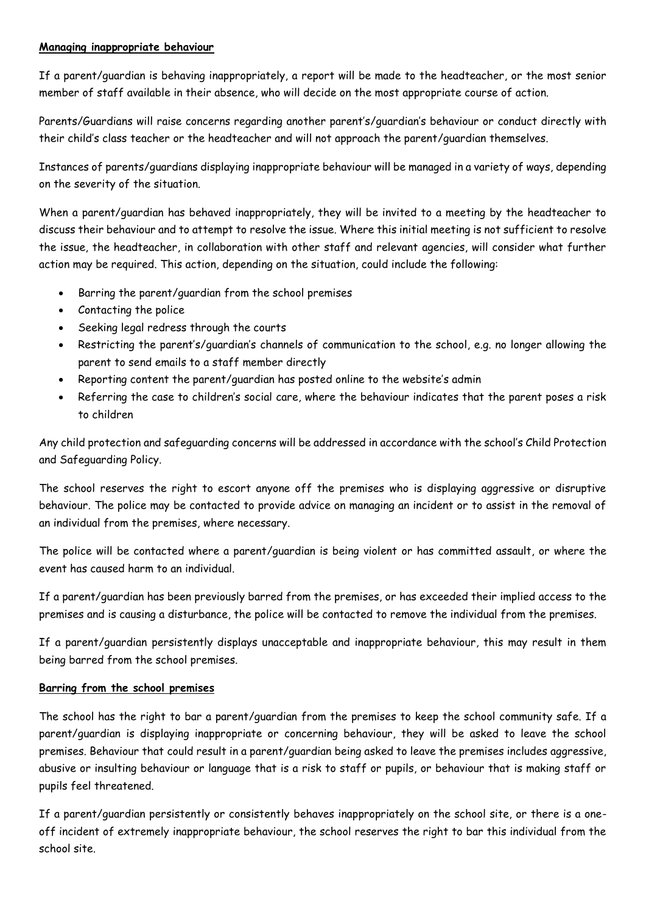## Managing inappropriate behaviour

If a parent/guardian is behaving inappropriately, a report will be made to the headteacher, or the most senior member of staff available in their absence, who will decide on the most appropriate course of action.

Parents/Guardians will raise concerns regarding another parent's/guardian's behaviour or conduct directly with their child's class teacher or the headteacher and will not approach the parent/guardian themselves.

Instances of parents/guardians displaying inappropriate behaviour will be managed in a variety of ways, depending on the severity of the situation.

When a parent/guardian has behaved inappropriately, they will be invited to a meeting by the headteacher to discuss their behaviour and to attempt to resolve the issue. Where this initial meeting is not sufficient to resolve the issue, the headteacher, in collaboration with other staff and relevant agencies, will consider what further action may be required. This action, depending on the situation, could include the following:

- Barring the parent/guardian from the school premises
- Contacting the police
- Seeking legal redress through the courts
- Restricting the parent's/guardian's channels of communication to the school, e.g. no longer allowing the parent to send emails to a staff member directly
- Reporting content the parent/guardian has posted online to the website's admin
- Referring the case to children's social care, where the behaviour indicates that the parent poses a risk to children

Any child protection and safeguarding concerns will be addressed in accordance with the school's Child Protection and Safeguarding Policy.

The school reserves the right to escort anyone off the premises who is displaying aggressive or disruptive behaviour. The police may be contacted to provide advice on managing an incident or to assist in the removal of an individual from the premises, where necessary.

The police will be contacted where a parent/guardian is being violent or has committed assault, or where the event has caused harm to an individual.

If a parent/guardian has been previously barred from the premises, or has exceeded their implied access to the premises and is causing a disturbance, the police will be contacted to remove the individual from the premises.

If a parent/guardian persistently displays unacceptable and inappropriate behaviour, this may result in them being barred from the school premises.

## Barring from the school premises

The school has the right to bar a parent/guardian from the premises to keep the school community safe. If a parent/guardian is displaying inappropriate or concerning behaviour, they will be asked to leave the school premises. Behaviour that could result in a parent/guardian being asked to leave the premises includes aggressive, abusive or insulting behaviour or language that is a risk to staff or pupils, or behaviour that is making staff or pupils feel threatened.

If a parent/guardian persistently or consistently behaves inappropriately on the school site, or there is a one-off incident of extremely inappropriate behaviour, the school reserves the right to bar this individual from the school site.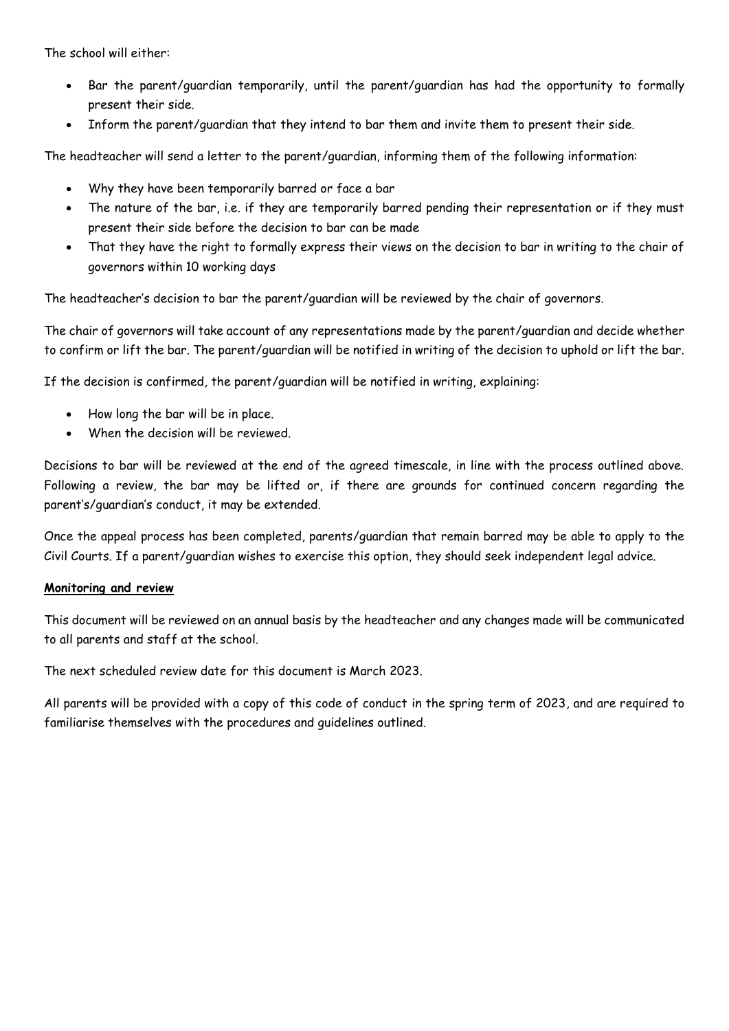The school will either:

- Bar the parent/guardian temporarily, until the parent/guardian has had the opportunity to formally present their side.
- Inform the parent/guardian that they intend to bar them and invite them to present their side.

The headteacher will send a letter to the parent/guardian, informing them of the following information:

- Why they have been temporarily barred or face a bar
- The nature of the bar, i.e. if they are temporarily barred pending their representation or if they must present their side before the decision to bar can be made
- That they have the right to formally express their views on the decision to bar in writing to the chair of governors within 10 working days

The headteacher's decision to bar the parent/guardian will be reviewed by the chair of governors.

The chair of governors will take account of any representations made by the parent/guardian and decide whether to confirm or lift the bar. The parent/guardian will be notified in writing of the decision to uphold or lift the bar.

If the decision is confirmed, the parent/guardian will be notified in writing, explaining:

- How long the bar will be in place.
- When the decision will be reviewed.

Decisions to bar will be reviewed at the end of the agreed timescale, in line with the process outlined above. Following a review, the bar may be lifted or, if there are grounds for continued concern regarding the parent's/guardian's conduct, it may be extended.

Once the appeal process has been completed, parents/guardian that remain barred may be able to apply to the Civil Courts. If a parent/guardian wishes to exercise this option, they should seek independent legal advice.

**Monitoring and review**

This document will be reviewed on an annual basis by the headteacher and any changes made will be communicated to all parents and staff at the school.

The next scheduled review date for this document is March 2023.

All parents will be provided with a copy of this code of conduct in the spring term of 2023, and are required to familiarise themselves with the procedures and guidelines outlined.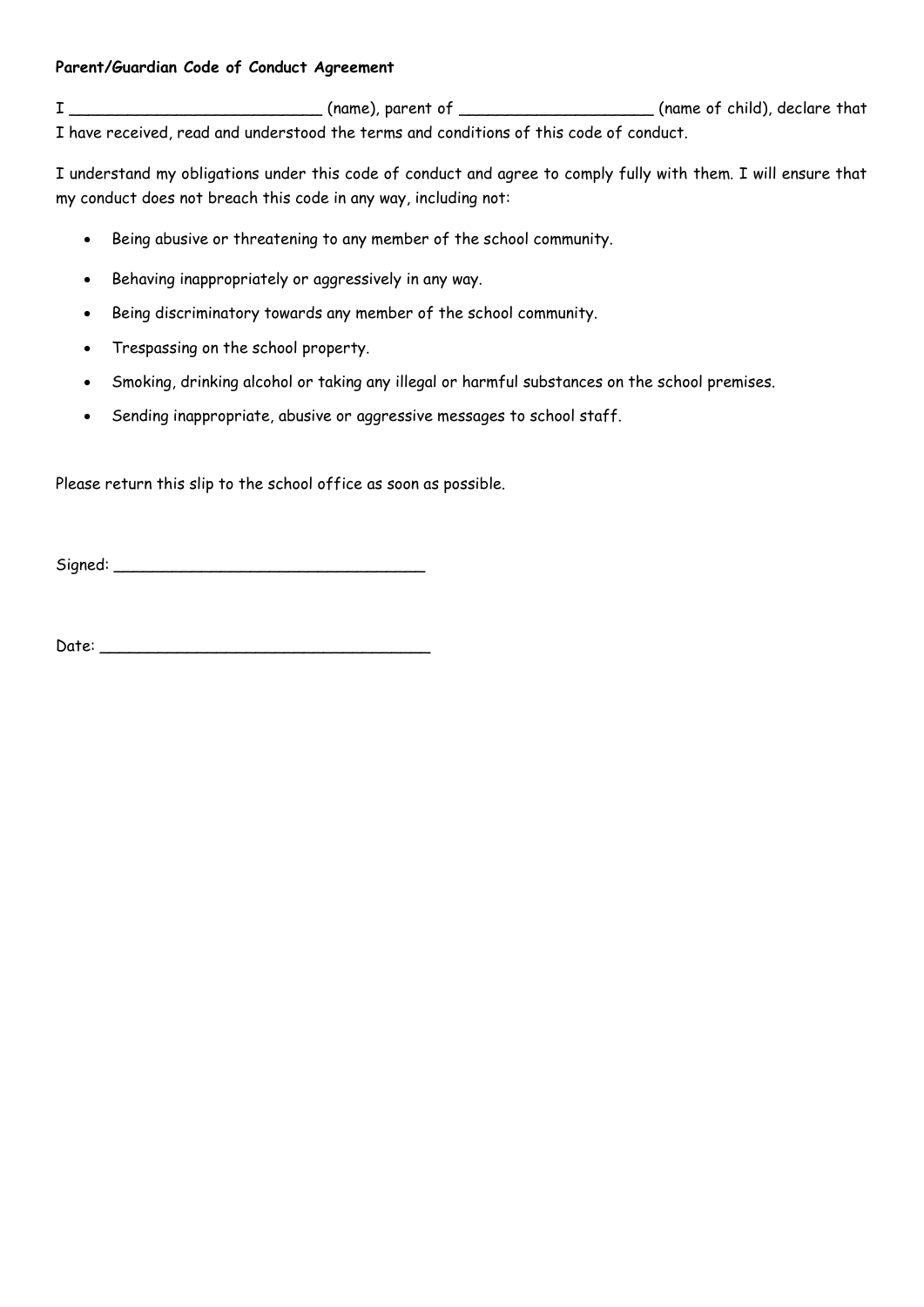**Parent/Guardian Code of Conduct Agreement**

I __________________________ (name), parent of ____________________ (name of child), declare that I have received, read and understood the terms and conditions of this code of conduct.

I understand my obligations under this code of conduct and agree to comply fully with them. I will ensure that my conduct does not breach this code in any way, including not:

- Being abusive or threatening to any member of the school community.
- Behaving inappropriately or aggressively in any way.
- Being discriminatory towards any member of the school community.
- Trespassing on the school property.
- Smoking, drinking alcohol or taking any illegal or harmful substances on the school premises.
- Sending inappropriate, abusive or aggressive messages to school staff.

Please return this slip to the school office as soon as possible.

Signed: ________________________________

Date: __________________________________